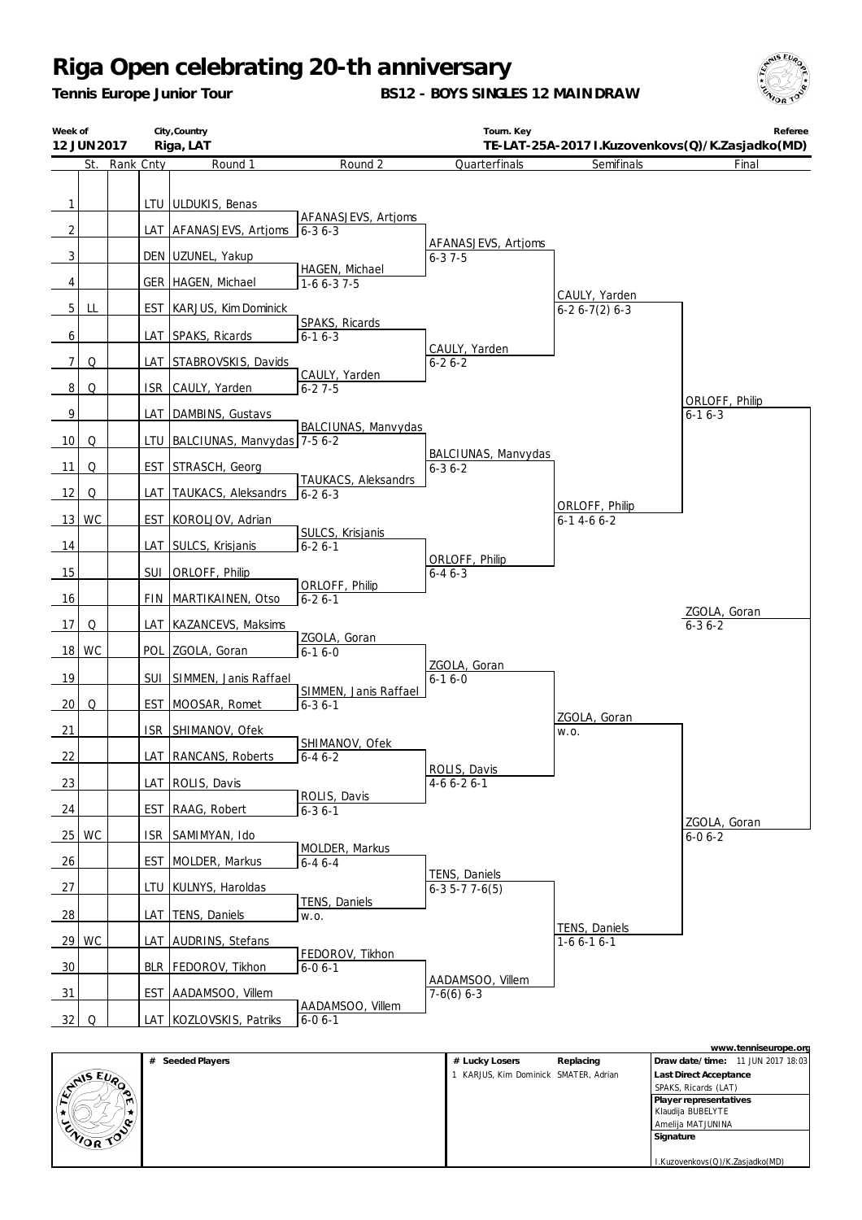# Riga Open celebrating 20-th anniversary

**Tennis Europe Junior Tour**

**BS12 - BOYS SINGLES 12 MAINDRAW**

| Week of | City,Country | Tourn. Key | Referee |
|---|---|---|---|
| 12 JUN 2017 | Riga, LAT | TE-LAT-25A-2017 | I.Kuzovenkovs(Q)/K.Zasjadko(MD) |

| # | St. | Rank | Cnty | Round 1 | Round 2 | Quarterfinals | Semifinals | Final |
|---|---|---|---|---|---|---|---|---|
| 1 | | | LTU | ULDUKIS, Benas | | | | |
| | | | | | AFANASJEVS, Artjoms | | | |
| 2 | | | LAT | AFANASJEVS, Artjoms | 6-3 6-3 | | | |
| | | | | | | AFANASJEVS, Artjoms | | |
| 3 | | | DEN | UZUNEL, Yakup | | 6-3 7-5 | | |
| | | | | | HAGEN, Michael | | | |
| 4 | | | GER | HAGEN, Michael | 1-6 6-3 7-5 | | | |
| | | | | | | | CAULY, Yarden | |
| 5 | LL | | EST | KARJUS, Kim Dominick | | | 6-2 6-7(2) 6-3 | |
| | | | | | SPAKS, Ricards | | | |
| 6 | | | LAT | SPAKS, Ricards | 6-1 6-3 | | | |
| | | | | | | CAULY, Yarden | | |
| 7 | Q | | LAT | STABROVSKIS, Davids | | 6-2 6-2 | | |
| | | | | | CAULY, Yarden | | | |
| 8 | Q | | ISR | CAULY, Yarden | 6-2 7-5 | | | |
| | | | | | | | | ORLOFF, Philip |
| 9 | | | LAT | DAMBINS, Gustavs | | | | 6-1 6-3 |
| | | | | | BALCIUNAS, Manvydas | | | |
| 10 | Q | | LTU | BALCIUNAS, Manvydas | 7-5 6-2 | | | |
| | | | | | | BALCIUNAS, Manvydas | | |
| 11 | Q | | EST | STRASCH, Georg | | 6-3 6-2 | | |
| | | | | | TAUKACS, Aleksandrs | | | |
| 12 | Q | | LAT | TAUKACS, Aleksandrs | 6-2 6-3 | | | |
| | | | | | | | ORLOFF, Philip | |
| 13 | WC | | EST | KOROLJOV, Adrian | | | 6-1 4-6 6-2 | |
| | | | | | SULCS, Krisjanis | | | |
| 14 | | | LAT | SULCS, Krisjanis | 6-2 6-1 | | | |
| | | | | | | ORLOFF, Philip | | |
| 15 | | | SUI | ORLOFF, Philip | | 6-4 6-3 | | |
| | | | | | ORLOFF, Philip | | | |
| 16 | | | FIN | MARTIKAINEN, Otso | 6-2 6-1 | | | |
| | | | | | | | | ZGOLA, Goran |
| 17 | Q | | LAT | KAZANCEVS, Maksims | | | | 6-3 6-2 |
| | | | | | ZGOLA, Goran | | | |
| 18 | WC | | POL | ZGOLA, Goran | 6-1 6-0 | | | |
| | | | | | | ZGOLA, Goran | | |
| 19 | | | SUI | SIMMEN, Janis Raffael | | 6-1 6-0 | | |
| | | | | | SIMMEN, Janis Raffael | | | |
| 20 | Q | | EST | MOOSAR, Romet | 6-3 6-1 | | | |
| | | | | | | | ZGOLA, Goran | |
| 21 | | | ISR | SHIMANOV, Ofek | | | w.o. | |
| | | | | | SHIMANOV, Ofek | | | |
| 22 | | | LAT | RANCANS, Roberts | 6-4 6-2 | | | |
| | | | | | | ROLIS, Davis | | |
| 23 | | | LAT | ROLIS, Davis | | 4-6 6-2 6-1 | | |
| | | | | | ROLIS, Davis | | | |
| 24 | | | EST | RAAG, Robert | 6-3 6-1 | | | |
| | | | | | | | | ZGOLA, Goran |
| 25 | WC | | ISR | SAMIMYAN, Ido | | | | 6-0 6-2 |
| | | | | | MOLDER, Markus | | | |
| 26 | | | EST | MOLDER, Markus | 6-4 6-4 | | | |
| | | | | | | TENS, Daniels | | |
| 27 | | | LTU | KULNYS, Haroldas | | 6-3 5-7 7-6(5) | | |
| | | | | | TENS, Daniels | | | |
| 28 | | | LAT | TENS, Daniels | w.o. | | | |
| | | | | | | | TENS, Daniels | |
| 29 | WC | | LAT | AUDRINS, Stefans | | | 1-6 6-1 6-1 | |
| | | | | | FEDOROV, Tikhon | | | |
| 30 | | | BLR | FEDOROV, Tikhon | 6-0 6-1 | | | |
| | | | | | | AADAMSOO, Villem | | |
| 31 | | | EST | AADAMSOO, Villem | | 7-6(6) 6-3 | | |
| | | | | | AADAMSOO, Villem | | | |
| 32 | Q | | LAT | KOZLOVSKIS, Patriks | 6-0 6-1 | | | |

www.tenniseurope.org

| # Seeded Players | # Lucky Losers | Replacing | |
|---|---|---|---|
| | 1 KARJUS, Kim Dominick | SMATER, Adrian | **Draw date/time:** 11 JUN 2017 18:03 |
| | | | **Last Direct Acceptance** |
| | | | SPAKS, Ricards (LAT) |
| | | | **Player representatives** |
| | | | Klaudija BUBELYTE |
| | | | Amelija MATJUNINA |
| | | | **Signature** |
| | | | I.Kuzovenkovs(Q)/K.Zasjadko(MD) |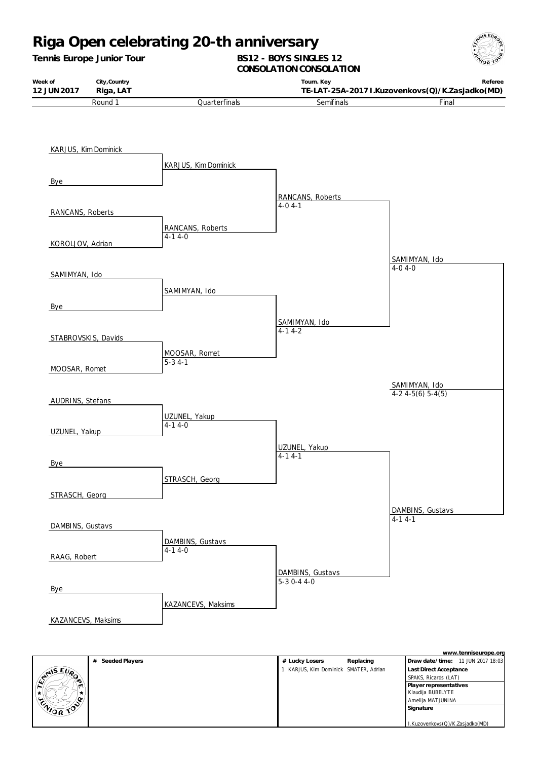# Riga Open celebrating 20-th anniversary

**Tennis Europe Junior Tour**

**BS12 - BOYS SINGLES 12**
**CONSOLATION CONSOLATION**

| Week of | City,Country | Tourn. Key | Referee |
|---|---|---|---|
| 12 JUN 2017 | Riga, LAT | TE-LAT-25A-2017 | I.Kuzovenkovs(Q)/K.Zasjadko(MD) |

| Round 1 | Quarterfinals | Semifinals | Final | |
|---|---|---|---|---|
| KARJUS, Kim Dominick | | | | |
| | KARJUS, Kim Dominick | | | |
| Bye | | | | |
| | | RANCANS, Roberts 4-0 4-1 | | |
| RANCANS, Roberts | | | | |
| | RANCANS, Roberts 4-1 4-0 | | | |
| KOROLJOV, Adrian | | | | |
| | | | SAMIMYAN, Ido 4-0 4-0 | |
| SAMIMYAN, Ido | | | | |
| | SAMIMYAN, Ido | | | |
| Bye | | | | |
| | | SAMIMYAN, Ido 4-1 4-2 | | |
| STABROVSKIS, Davids | | | | |
| | MOOSAR, Romet 5-3 4-1 | | | |
| MOOSAR, Romet | | | | |
| | | | | SAMIMYAN, Ido 4-2 4-5(6) 5-4(5) |
| AUDRINS, Stefans | | | | |
| | UZUNEL, Yakup 4-1 4-0 | | | |
| UZUNEL, Yakup | | | | |
| | | UZUNEL, Yakup 4-1 4-1 | | |
| Bye | | | | |
| | STRASCH, Georg | | | |
| STRASCH, Georg | | | | |
| | | | DAMBINS, Gustavs 4-1 4-1 | |
| DAMBINS, Gustavs | | | | |
| | DAMBINS, Gustavs 4-1 4-0 | | | |
| RAAG, Robert | | | | |
| | | DAMBINS, Gustavs 5-3 0-4 4-0 | | |
| Bye | | | | |
| | KAZANCEVS, Maksims | | | |
| KAZANCEVS, Maksims | | | | |

www.tenniseurope.org

| # Seeded Players | # Lucky Losers | Replacing | |
|---|---|---|---|
| | 1 KARJUS, Kim Dominick | SMATER, Adrian | **Draw date/time:** 11 JUN 2017 18:03 |
| | | | **Last Direct Acceptance** SPAKS, Ricards (LAT) |
| | | | **Player representatives** Klaudija BUBELYTE, Amelija MATJUNINA |
| | | | **Signature** I.Kuzovenkovs(Q)/K.Zasjadko(MD) |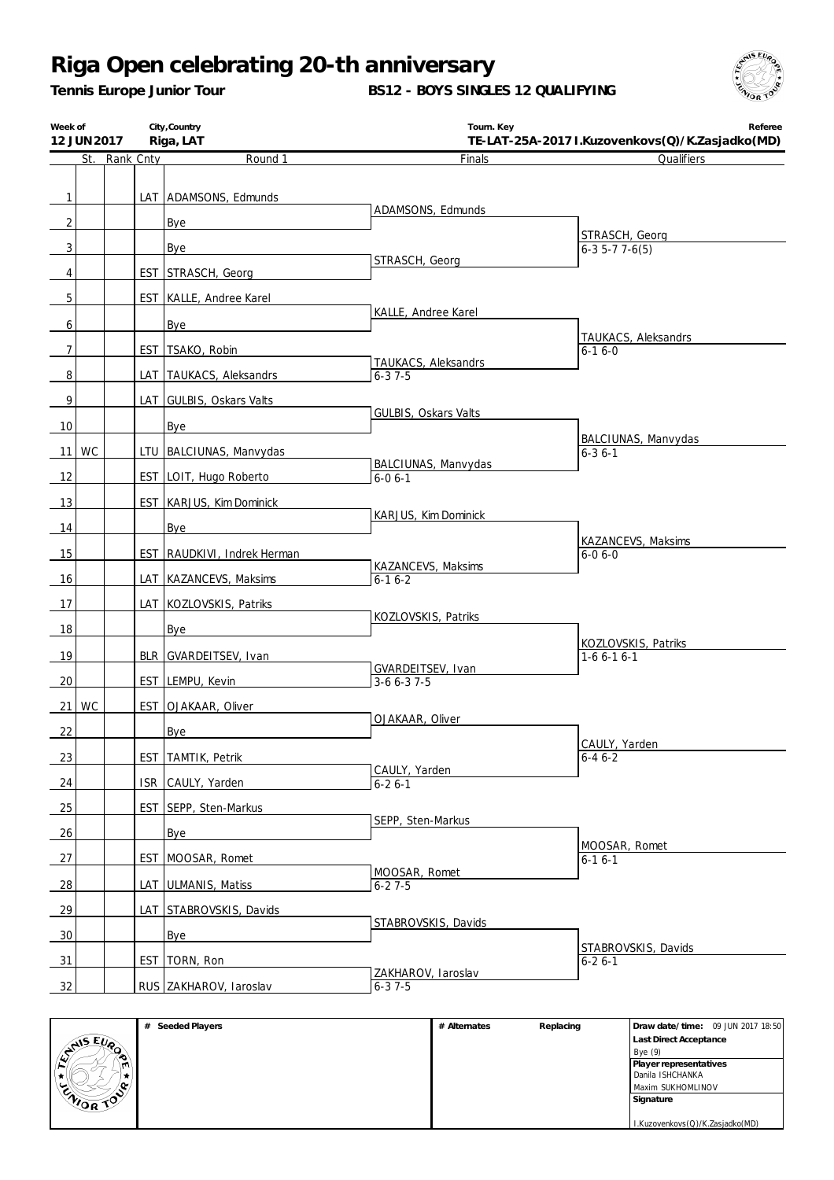# Riga Open celebrating 20-th anniversary

**Tennis Europe Junior Tour** **BS12 - BOYS SINGLES 12 QUALIFYING**

| Week of | City,Country | Tourn. Key | Referee |
|---|---|---|---|
| 12 JUN 2017 | Riga, LAT | TE-LAT-25A-2017 | I.Kuzovenkovs(Q)/K.Zasjadko(MD) |

| # | St. | Rank | Cnty | Round 1 | Finals | Qualifiers |
|---|---|---|---|---|---|---|
| 1 | | | LAT | ADAMSONS, Edmunds | ADAMSONS, Edmunds | |
| 2 | | | | Bye | | STRASCH, Georg |
| 3 | | | | Bye | STRASCH, Georg | 6-3 5-7 7-6(5) |
| 4 | | | EST | STRASCH, Georg | | |
| 5 | | | EST | KALLE, Andree Karel | KALLE, Andree Karel | |
| 6 | | | | Bye | | TAUKACS, Aleksandrs |
| 7 | | | EST | TSAKO, Robin | TAUKACS, Aleksandrs | 6-1 6-0 |
| 8 | | | LAT | TAUKACS, Aleksandrs | 6-3 7-5 | |
| 9 | | | LAT | GULBIS, Oskars Valts | GULBIS, Oskars Valts | |
| 10 | | | | Bye | | BALCIUNAS, Manvydas |
| 11 | WC | | LTU | BALCIUNAS, Manvydas | BALCIUNAS, Manvydas | 6-3 6-1 |
| 12 | | | EST | LOIT, Hugo Roberto | 6-0 6-1 | |
| 13 | | | EST | KARJUS, Kim Dominick | KARJUS, Kim Dominick | |
| 14 | | | | Bye | | KAZANCEVS, Maksims |
| 15 | | | EST | RAUDKIVI, Indrek Herman | KAZANCEVS, Maksims | 6-0 6-0 |
| 16 | | | LAT | KAZANCEVS, Maksims | 6-1 6-2 | |
| 17 | | | LAT | KOZLOVSKIS, Patriks | KOZLOVSKIS, Patriks | |
| 18 | | | | Bye | | KOZLOVSKIS, Patriks |
| 19 | | | BLR | GVARDEITSEV, Ivan | GVARDEITSEV, Ivan | 1-6 6-1 6-1 |
| 20 | | | EST | LEMPU, Kevin | 3-6 6-3 7-5 | |
| 21 | WC | | EST | OJAKAAR, Oliver | OJAKAAR, Oliver | |
| 22 | | | | Bye | | CAULY, Yarden |
| 23 | | | EST | TAMTIK, Petrik | CAULY, Yarden | 6-4 6-2 |
| 24 | | | ISR | CAULY, Yarden | 6-2 6-1 | |
| 25 | | | EST | SEPP, Sten-Markus | SEPP, Sten-Markus | |
| 26 | | | | Bye | | MOOSAR, Romet |
| 27 | | | EST | MOOSAR, Romet | MOOSAR, Romet | 6-1 6-1 |
| 28 | | | LAT | ULMANIS, Matiss | 6-2 7-5 | |
| 29 | | | LAT | STABROVSKIS, Davids | STABROVSKIS, Davids | |
| 30 | | | | Bye | | STABROVSKIS, Davids |
| 31 | | | EST | TORN, Ron | ZAKHAROV, Iaroslav | 6-2 6-1 |
| 32 | | | RUS | ZAKHAROV, Iaroslav | 6-3 7-5 | |

| # Seeded Players | # Alternates | Replacing | Draw date/time: 09 JUN 2017 18:50 |
|---|---|---|---|
| | | | Last Direct Acceptance |
| | | | Bye (9) |
| | | | Player representatives |
| | | | Danila ISHCHANKA |
| | | | Maxim SUKHOMLINOV |
| | | | Signature |
| | | | I.Kuzovenkovs(Q)/K.Zasjadko(MD) |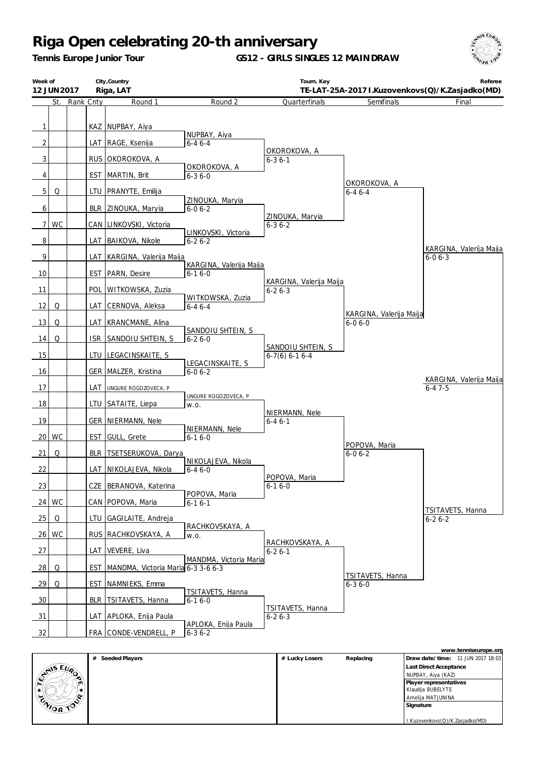# Riga Open celebrating 20-th anniversary

**Tennis Europe Junior Tour**

**GS12 - GIRLS SINGLES 12 MAINDRAW**

| Week of | City,Country | Tourn. Key | Referee |
|---|---|---|---|
| 12 JUN 2017 | Riga, LAT | TE-LAT-25A-2017 | I.Kuzovenkovs(Q)/K.Zasjadko(MD) |

| # | St. | Rank | Cnty | Round 1 | Round 2 | Quarterfinals | Semifinals | Final |
|---|---|---|---|---|---|---|---|---|
| 1 | | | KAZ | NUPBAY, Aiya | NUPBAY, Aiya 6-4 6-4 | OKOROKOVA, A 6-3 6-1 | OKOROKOVA, A 6-4 6-4 | KARGINA, Valerija Maija 6-0 6-3 |
| 2 | | | LAT | RAGE, Ksenija | | | | |
| 3 | | | RUS | OKOROKOVA, A | OKOROKOVA, A 6-3 6-0 | | | |
| 4 | | | EST | MARTIN, Brit | | | | |
| 5 | Q | | LTU | PRANYTE, Emilija | ZINOUKA, Maryia 6-0 6-2 | ZINOUKA, Maryia 6-3 6-2 | | |
| 6 | | | BLR | ZINOUKA, Maryia | | | | |
| 7 | WC | | CAN | LINKOVSKI, Victoria | LINKOVSKI, Victoria 6-2 6-2 | | | |
| 8 | | | LAT | BAIKOVA, Nikole | | | | |
| 9 | | | LAT | KARGINA, Valerija Maija | KARGINA, Valerija Maija 6-1 6-0 | KARGINA, Valerija Maija 6-2 6-3 | KARGINA, Valerija Maija 6-0 6-0 | |
| 10 | | | EST | PARN, Desire | | | | |
| 11 | | | POL | WITKOWSKA, Zuzia | WITKOWSKA, Zuzia 6-4 6-4 | | | |
| 12 | Q | | LAT | CERNOVA, Aleksa | | | | |
| 13 | Q | | LAT | KRANCMANE, Alina | SANDOIU SHTEIN, S 6-2 6-0 | SANDOIU SHTEIN, S 6-7(6) 6-1 6-4 | | |
| 14 | Q | | ISR | SANDOIU SHTEIN, S | | | | |
| 15 | | | LTU | LEGACINSKAITE, S | LEGACINSKAITE, S 6-0 6-2 | | | |
| 16 | | | GER | MALZER, Kristina | | | | |
| 17 | | | LAT | UNGURE ROGOZOVECA, P | UNGURE ROGOZOVECA, P w.o. | NIERMANN, Nele 6-4 6-1 | POPOVA, Maria 6-0 6-2 | TSITAVETS, Hanna 6-2 6-2 |
| 18 | | | LTU | SATAITE, Liepa | | | | |
| 19 | | | GER | NIERMANN, Nele | NIERMANN, Nele 6-1 6-0 | | | |
| 20 | WC | | EST | GULL, Grete | | | | |
| 21 | Q | | BLR | TSETSERUKOVA, Darya | NIKOLAJEVA, Nikola 6-4 6-0 | POPOVA, Maria 6-1 6-0 | | |
| 22 | | | LAT | NIKOLAJEVA, Nikola | | | | |
| 23 | | | CZE | BERANOVA, Katerina | POPOVA, Maria 6-1 6-1 | | | |
| 24 | WC | | CAN | POPOVA, Maria | | | | |
| 25 | Q | | LTU | GAGILAITE, Andreja | RACHKOVSKAYA, A w.o. | RACHKOVSKAYA, A 6-2 6-1 | TSITAVETS, Hanna 6-3 6-0 | |
| 26 | WC | | RUS | RACHKOVSKAYA, A | | | | |
| 27 | | | LAT | VEVERE, Liva | MANDMA, Victoria Maria 6-3 3-6 6-3 | | | |
| 28 | Q | | EST | MANDMA, Victoria Maria | | | | |
| 29 | Q | | EST | NAMNIEKS, Emma | TSITAVETS, Hanna 6-1 6-0 | TSITAVETS, Hanna 6-2 6-3 | | |
| 30 | | | BLR | TSITAVETS, Hanna | | | | |
| 31 | | | LAT | APLOKA, Enija Paula | APLOKA, Enija Paula 6-3 6-2 | | | |
| 32 | | | FRA | CONDE-VENDRELL, P | | | | |

**Final:** KARGINA, Valerija Maija 6-4 7-5

www.tenniseurope.org

| # Seeded Players | # Lucky Losers | Replacing | |
|---|---|---|---|
| | | | **Draw date/time:** 11 JUN 2017 18:03 |
| | | | **Last Direct Acceptance** NUPBAY, Aiya (KAZ) |
| | | | **Player representatives** Klaudija BUBELYTE, Amelija MATJUNINA |
| | | | **Signature** I.Kuzovenkovs(Q)/K.Zasjadko(MD) |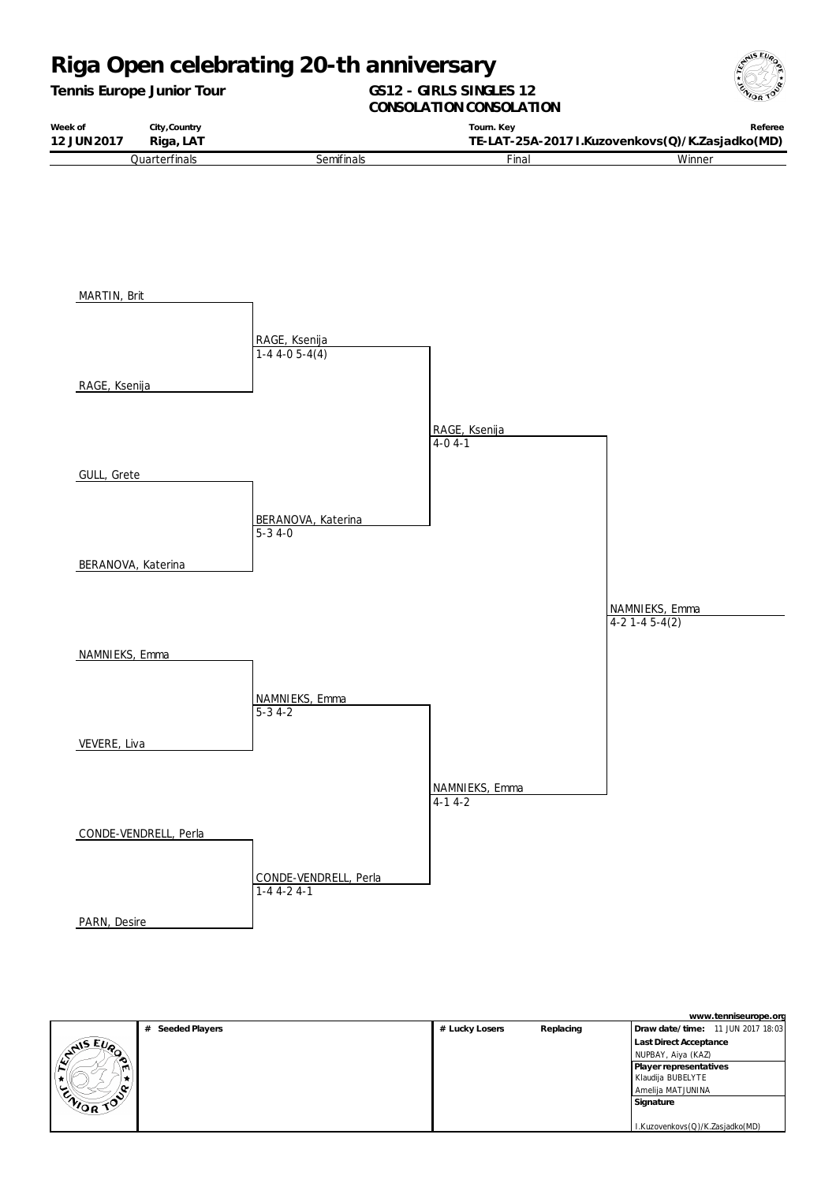# Riga Open celebrating 20-th anniversary

**Tennis Europe Junior Tour**

**GS12 - GIRLS SINGLES 12**
**CONSOLATION CONSOLATION**

| Week of | City,Country | Tourn. Key | Referee |
|---|---|---|---|
| **12 JUN 2017** | **Riga, LAT** | **TE-LAT-25A-2017** | **I.Kuzovenkovs(Q)/K.Zasjadko(MD)** |

| Quarterfinals | Semifinals | Final | Winner |
|---|---|---|---|
| MARTIN, Brit | | | |
| | RAGE, Ksenija 1-4 4-0 5-4(4) | | |
| RAGE, Ksenija | | | |
| | | RAGE, Ksenija 4-0 4-1 | |
| GULL, Grete | | | |
| | BERANOVA, Katerina 5-3 4-0 | | |
| BERANOVA, Katerina | | | |
| | | | NAMNIEKS, Emma 4-2 1-4 5-4(2) |
| NAMNIEKS, Emma | | | |
| | NAMNIEKS, Emma 5-3 4-2 | | |
| VEVERE, Liva | | | |
| | | NAMNIEKS, Emma 4-1 4-2 | |
| CONDE-VENDRELL, Perla | | | |
| | CONDE-VENDRELL, Perla 1-4 4-2 4-1 | | |
| PARN, Desire | | | |

www.tenniseurope.org

| # Seeded Players | # Lucky Losers | Replacing | |
|---|---|---|---|
| | | | **Draw date/time:** 11 JUN 2017 18:03 |
| | | | **Last Direct Acceptance** NUPBAY, Aiya (KAZ) |
| | | | **Player representatives** Klaudija BUBELYTE, Amelija MATJUNINA |
| | | | **Signature** I.Kuzovenkovs(Q)/K.Zasjadko(MD) |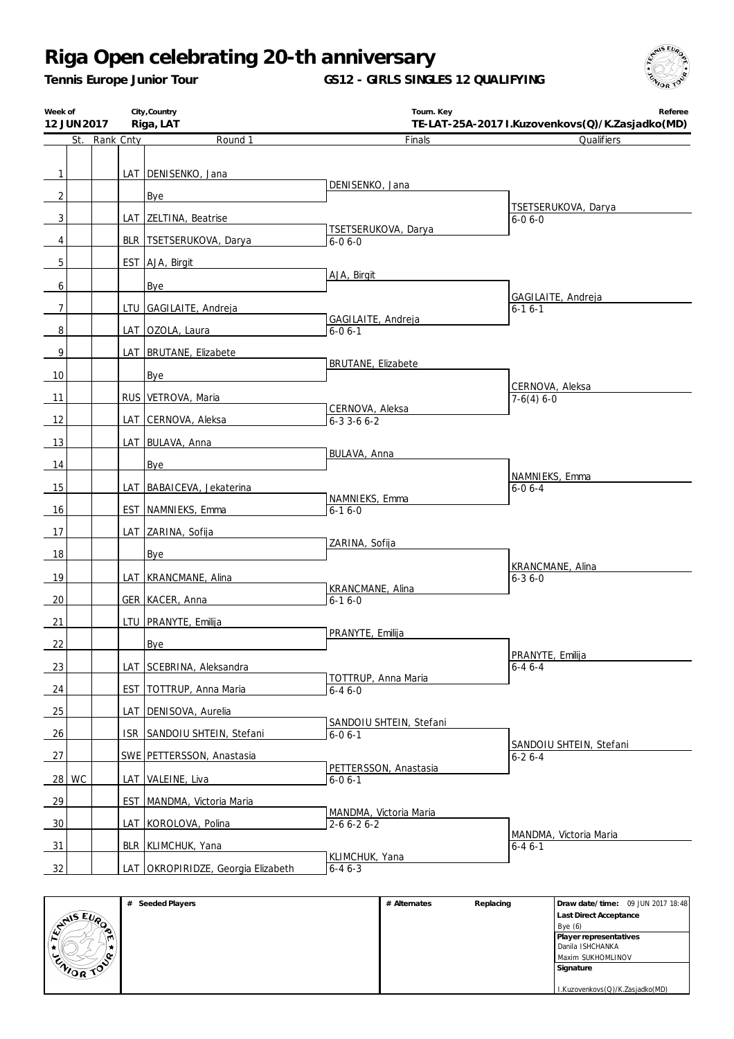# Riga Open celebrating 20-th anniversary

**Tennis Europe Junior Tour** **GS12 - GIRLS SINGLES 12 QUALIFYING**

| Week of | City,Country | Tourn. Key | Referee |
|---|---|---|---|
| 12 JUN 2017 | Riga, LAT | TE-LAT-25A-2017 | I.Kuzovenkovs(Q)/K.Zasjadko(MD) |

| # | St. | Rank | Cnty | Round 1 | Finals | Qualifiers |
|---|---|---|---|---|---|---|
| 1 | | | LAT | DENISENKO, Jana | DENISENKO, Jana | |
| 2 | | | | Bye | | TSETSERUKOVA, Darya 6-0 6-0 |
| 3 | | | LAT | ZELTINA, Beatrise | TSETSERUKOVA, Darya 6-0 6-0 | |
| 4 | | | BLR | TSETSERUKOVA, Darya | | |
| 5 | | | EST | AJA, Birgit | AJA, Birgit | |
| 6 | | | | Bye | | GAGILAITE, Andreja 6-1 6-1 |
| 7 | | | LTU | GAGILAITE, Andreja | GAGILAITE, Andreja 6-0 6-1 | |
| 8 | | | LAT | OZOLA, Laura | | |
| 9 | | | LAT | BRUTANE, Elizabete | BRUTANE, Elizabete | |
| 10 | | | | Bye | | CERNOVA, Aleksa 7-6(4) 6-0 |
| 11 | | | RUS | VETROVA, Maria | CERNOVA, Aleksa 6-3 3-6 6-2 | |
| 12 | | | LAT | CERNOVA, Aleksa | | |
| 13 | | | LAT | BULAVA, Anna | BULAVA, Anna | |
| 14 | | | | Bye | | NAMNIEKS, Emma 6-0 6-4 |
| 15 | | | LAT | BABAICEVA, Jekaterina | NAMNIEKS, Emma 6-1 6-0 | |
| 16 | | | EST | NAMNIEKS, Emma | | |
| 17 | | | LAT | ZARINA, Sofija | ZARINA, Sofija | |
| 18 | | | | Bye | | KRANCMANE, Alina 6-3 6-0 |
| 19 | | | LAT | KRANCMANE, Alina | KRANCMANE, Alina 6-1 6-0 | |
| 20 | | | GER | KACER, Anna | | |
| 21 | | | LTU | PRANYTE, Emilija | PRANYTE, Emilija | |
| 22 | | | | Bye | | PRANYTE, Emilija 6-4 6-4 |
| 23 | | | LAT | SCEBRINA, Aleksandra | TOTTRUP, Anna Maria 6-4 6-0 | |
| 24 | | | EST | TOTTRUP, Anna Maria | | |
| 25 | | | LAT | DENISOVA, Aurelia | SANDOIU SHTEIN, Stefani 6-0 6-1 | |
| 26 | | | ISR | SANDOIU SHTEIN, Stefani | | SANDOIU SHTEIN, Stefani 6-2 6-4 |
| 27 | | | SWE | PETTERSSON, Anastasia | PETTERSSON, Anastasia 6-0 6-1 | |
| 28 | WC | | LAT | VALEINE, Liva | | |
| 29 | | | EST | MANDMA, Victoria Maria | MANDMA, Victoria Maria 2-6 6-2 6-2 | |
| 30 | | | LAT | KOROLOVA, Polina | | MANDMA, Victoria Maria 6-4 6-1 |
| 31 | | | BLR | KLIMCHUK, Yana | KLIMCHUK, Yana 6-4 6-3 | |
| 32 | | | LAT | OKROPIRIDZE, Georgia Elizabeth | | |

| # Seeded Players | # Alternates | Replacing | |
|---|---|---|---|
| | | | **Draw date/time:** 09 JUN 2017 18:48 |
| | | | **Last Direct Acceptance** Bye (6) |
| | | | **Player representatives** Danila ISHCHANKA, Maxim SUKHOMLINOV |
| | | | **Signature** I.Kuzovenkovs(Q)/K.Zasjadko(MD) |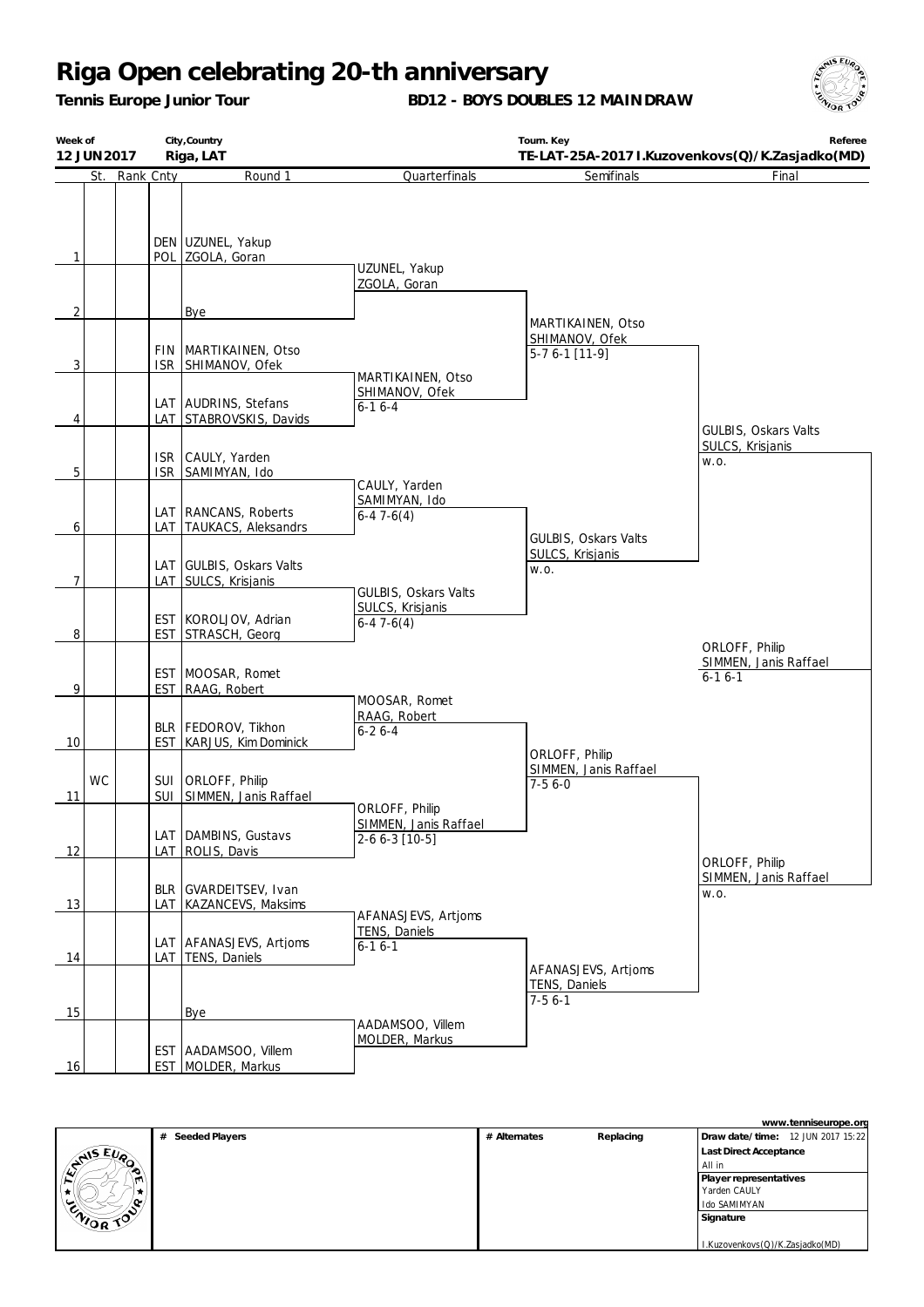# Riga Open celebrating 20-th anniversary

**Tennis Europe Junior Tour** **BD12 - BOYS DOUBLES 12 MAINDRAW**

| Week of | City,Country | Tourn. Key | Referee |
|---|---|---|---|
| 12 JUN 2017 | Riga, LAT | TE-LAT-25A-2017 | I.Kuzovenkovs(Q)/K.Zasjadko(MD) |

| | St. | Rank | Cnty | Round 1 | Quarterfinals | Semifinals | Final |
|---|---|---|---|---|---|---|---|
| 1 | | | DEN / POL | UZUNEL, Yakup / ZGOLA, Goran | UZUNEL, Yakup / ZGOLA, Goran | | |
| 2 | | | | Bye | | MARTIKAINEN, Otso / SHIMANOV, Ofek 5-7 6-1 [11-9] | |
| 3 | | | FIN / ISR | MARTIKAINEN, Otso / SHIMANOV, Ofek | MARTIKAINEN, Otso / SHIMANOV, Ofek 6-1 6-4 | | |
| 4 | | | LAT / LAT | AUDRINS, Stefans / STABROVSKIS, Davids | | | GULBIS, Oskars Valts / SULCS, Krisjanis w.o. |
| 5 | | | ISR / ISR | CAULY, Yarden / SAMIMYAN, Ido | CAULY, Yarden / SAMIMYAN, Ido 6-4 7-6(4) | | |
| 6 | | | LAT / LAT | RANCANS, Roberts / TAUKACS, Aleksandrs | | GULBIS, Oskars Valts / SULCS, Krisjanis w.o. | |
| 7 | | | LAT / LAT | GULBIS, Oskars Valts / SULCS, Krisjanis | GULBIS, Oskars Valts / SULCS, Krisjanis 6-4 7-6(4) | | |
| 8 | | | EST / EST | KOROLJOV, Adrian / STRASCH, Georg | | | ORLOFF, Philip / SIMMEN, Janis Raffael 6-1 6-1 |
| 9 | | | EST / EST | MOOSAR, Romet / RAAG, Robert | MOOSAR, Romet / RAAG, Robert 6-2 6-4 | | |
| 10 | | | BLR / EST | FEDOROV, Tikhon / KARJUS, Kim Dominick | | ORLOFF, Philip / SIMMEN, Janis Raffael 7-5 6-0 | |
| 11 | WC | | SUI / SUI | ORLOFF, Philip / SIMMEN, Janis Raffael | ORLOFF, Philip / SIMMEN, Janis Raffael 2-6 6-3 [10-5] | | |
| 12 | | | LAT / LAT | DAMBINS, Gustavs / ROLIS, Davis | | | ORLOFF, Philip / SIMMEN, Janis Raffael w.o. |
| 13 | | | BLR / LAT | GVARDEITSEV, Ivan / KAZANCEVS, Maksims | AFANASJEVS, Artjoms / TENS, Daniels 6-1 6-1 | | |
| 14 | | | LAT / LAT | AFANASJEVS, Artjoms / TENS, Daniels | | AFANASJEVS, Artjoms / TENS, Daniels 7-5 6-1 | |
| 15 | | | | Bye | AADAMSOO, Villem / MOLDER, Markus | | |
| 16 | | | EST / EST | AADAMSOO, Villem / MOLDER, Markus | | | |

| # Seeded Players | # Alternates | Replacing | |
|---|---|---|---|
| | | | **Draw date/time:** 12 JUN 2017 15:22 |
| | | | **Last Direct Acceptance** All in |
| | | | **Player representatives** Yarden CAULY, Ido SAMIMYAN |
| | | | **Signature** I.Kuzovenkovs(Q)/K.Zasjadko(MD) |

www.tenniseurope.org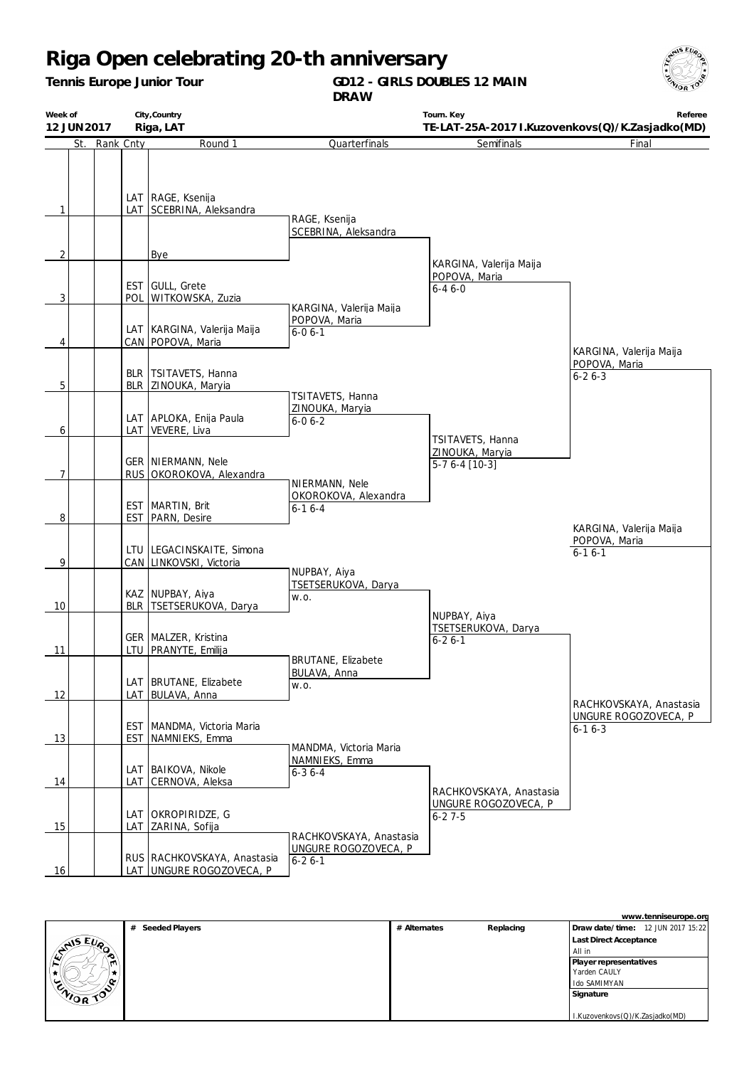# Riga Open celebrating 20-th anniversary

**Tennis Europe Junior Tour**

**GD12 - GIRLS DOUBLES 12 MAIN DRAW**

| Week of | City,Country | Tourn. Key | Referee |
|---|---|---|---|
| 12 JUN 2017 | Riga, LAT | TE-LAT-25A-2017 | I.Kuzovenkovs(Q)/K.Zasjadko(MD) |

| # | St. | Rank | Cnty | Round 1 | Quarterfinals | Semifinals | Final |
|---|---|---|---|---|---|---|---|
| 1 | | | LAT / LAT | RAGE, Ksenija / SCEBRINA, Aleksandra | RAGE, Ksenija / SCEBRINA, Aleksandra | | |
| 2 | | | | Bye | | KARGINA, Valerija Maija / POPOVA, Maria 6-4 6-0 | |
| 3 | | | EST / POL | GULL, Grete / WITKOWSKA, Zuzia | KARGINA, Valerija Maija / POPOVA, Maria 6-0 6-1 | | |
| 4 | | | LAT / CAN | KARGINA, Valerija Maija / POPOVA, Maria | | | KARGINA, Valerija Maija / POPOVA, Maria 6-2 6-3 |
| 5 | | | BLR / BLR | TSITAVETS, Hanna / ZINOUKA, Maryia | TSITAVETS, Hanna / ZINOUKA, Maryia 6-0 6-2 | | |
| 6 | | | LAT / LAT | APLOKA, Enija Paula / VEVERE, Liva | | TSITAVETS, Hanna / ZINOUKA, Maryia 5-7 6-4 [10-3] | |
| 7 | | | GER / RUS | NIERMANN, Nele / OKOROKOVA, Alexandra | NIERMANN, Nele / OKOROKOVA, Alexandra 6-1 6-4 | | |
| 8 | | | EST / EST | MARTIN, Brit / PARN, Desire | | | KARGINA, Valerija Maija / POPOVA, Maria 6-1 6-1 |
| 9 | | | LTU / CAN | LEGACINSKAITE, Simona / LINKOVSKI, Victoria | NUPBAY, Aiya / TSETSERUKOVA, Darya w.o. | | |
| 10 | | | KAZ / BLR | NUPBAY, Aiya / TSETSERUKOVA, Darya | | NUPBAY, Aiya / TSETSERUKOVA, Darya 6-2 6-1 | |
| 11 | | | GER / LTU | MALZER, Kristina / PRANYTE, Emilija | BRUTANE, Elizabete / BULAVA, Anna w.o. | | |
| 12 | | | LAT / LAT | BRUTANE, Elizabete / BULAVA, Anna | | | RACHKOVSKAYA, Anastasia / UNGURE ROGOZOVECA, P 6-1 6-3 |
| 13 | | | EST / EST | MANDMA, Victoria Maria / NAMNIEKS, Emma | MANDMA, Victoria Maria / NAMNIEKS, Emma 6-3 6-4 | | |
| 14 | | | LAT / LAT | BAIKOVA, Nikole / CERNOVA, Aleksa | | RACHKOVSKAYA, Anastasia / UNGURE ROGOZOVECA, P 6-2 7-5 | |
| 15 | | | LAT / LAT | OKROPIRIDZE, G / ZARINA, Sofija | RACHKOVSKAYA, Anastasia / UNGURE ROGOZOVECA, P 6-2 6-1 | | |
| 16 | | | RUS / LAT | RACHKOVSKAYA, Anastasia / UNGURE ROGOZOVECA, P | | | |

www.tenniseurope.org

| # Seeded Players | # Alternates | Replacing | |
|---|---|---|---|
| | | | Draw date/time: 12 JUN 2017 15:22 |
| | | | Last Direct Acceptance: All in |
| | | | Player representatives: Yarden CAULY, Ido SAMIMYAN |
| | | | Signature: I.Kuzovenkovs(Q)/K.Zasjadko(MD) |